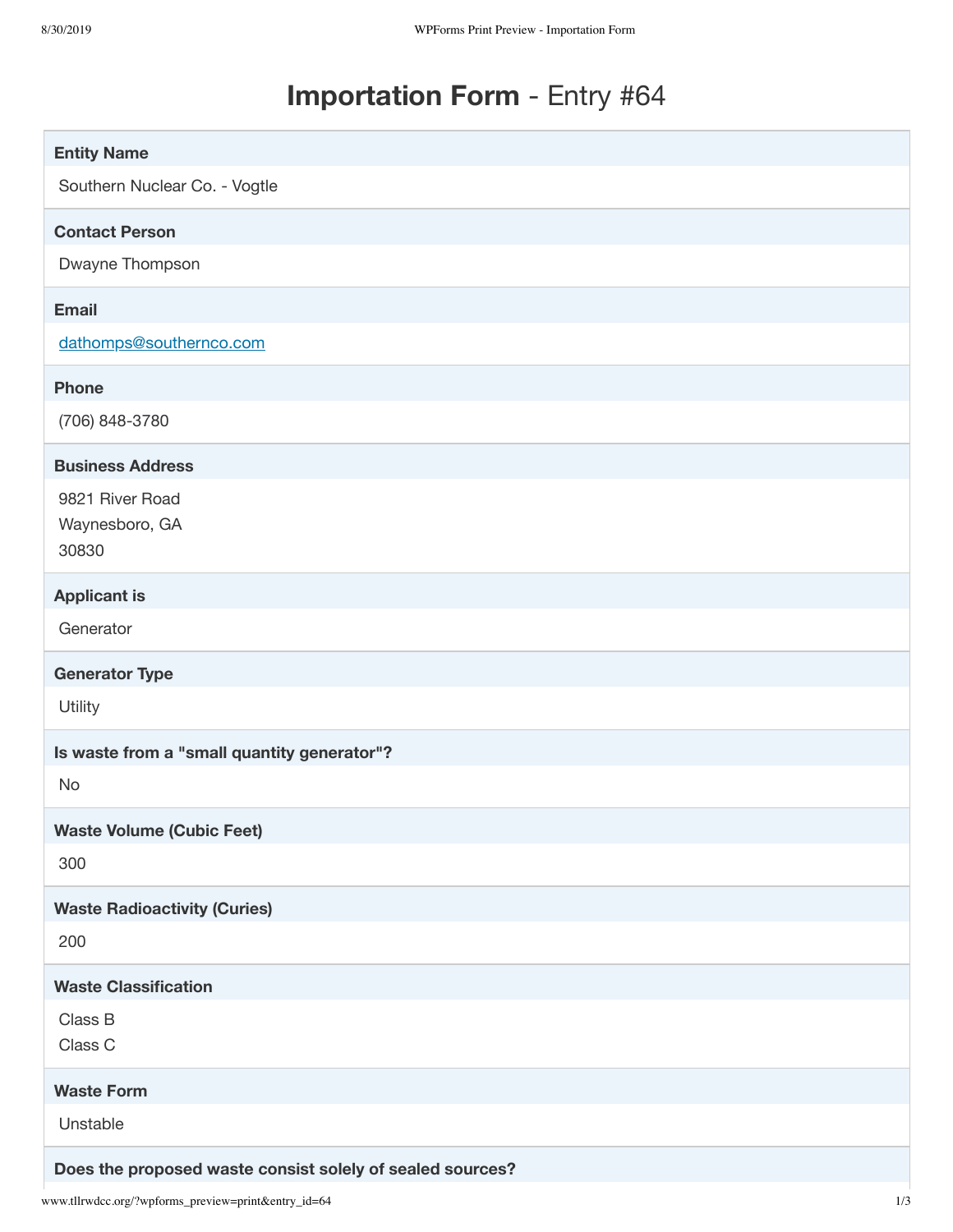# **Importation Form** - Entry #64

**Entity Name**

Southern Nuclear Co. - Vogtle

**Contact Person**

Dwayne Thompson

**Email**

dathomps@southernco.com

**Phone**

(706) 848-3780

**Business Address**

9821 River Road
Waynesboro, GA
30830

**Applicant is**

Generator

**Generator Type**

Utility

**Is waste from a "small quantity generator"?**

No

**Waste Volume (Cubic Feet)**

300

**Waste Radioactivity (Curies)**

200

**Waste Classification**

Class B
Class C

**Waste Form**

Unstable

**Does the proposed waste consist solely of sealed sources?**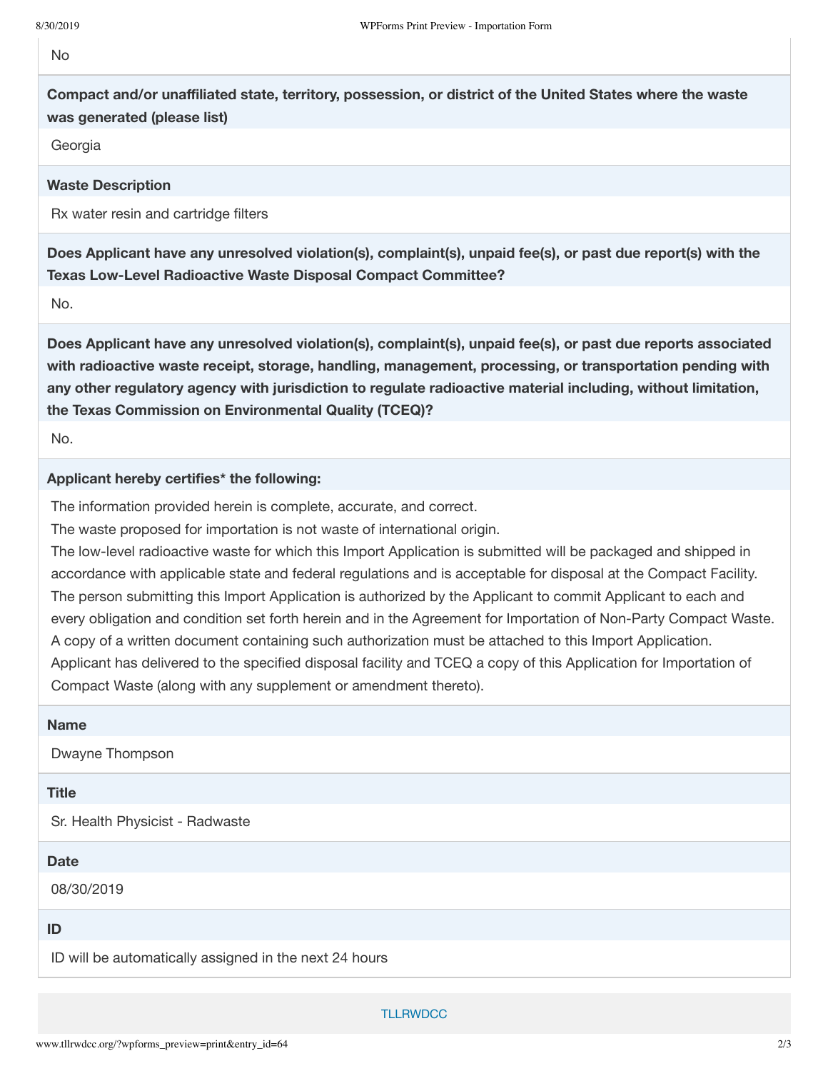No

**Compact and/or unaffiliated state, territory, possession, or district of the United States where the waste was generated (please list)**

Georgia

**Waste Description**

Rx water resin and cartridge filters

**Does Applicant have any unresolved violation(s), complaint(s), unpaid fee(s), or past due report(s) with the Texas Low-Level Radioactive Waste Disposal Compact Committee?**

No.

**Does Applicant have any unresolved violation(s), complaint(s), unpaid fee(s), or past due reports associated with radioactive waste receipt, storage, handling, management, processing, or transportation pending with any other regulatory agency with jurisdiction to regulate radioactive material including, without limitation, the Texas Commission on Environmental Quality (TCEQ)?**

No.

**Applicant hereby certifies* the following:**

The information provided herein is complete, accurate, and correct.
The waste proposed for importation is not waste of international origin.
The low-level radioactive waste for which this Import Application is submitted will be packaged and shipped in accordance with applicable state and federal regulations and is acceptable for disposal at the Compact Facility.
The person submitting this Import Application is authorized by the Applicant to commit Applicant to each and every obligation and condition set forth herein and in the Agreement for Importation of Non-Party Compact Waste. A copy of a written document containing such authorization must be attached to this Import Application.
Applicant has delivered to the specified disposal facility and TCEQ a copy of this Application for Importation of Compact Waste (along with any supplement or amendment thereto).

**Name**

Dwayne Thompson

**Title**

Sr. Health Physicist - Radwaste

**Date**

08/30/2019

**ID**

ID will be automatically assigned in the next 24 hours

TLLRWDCC